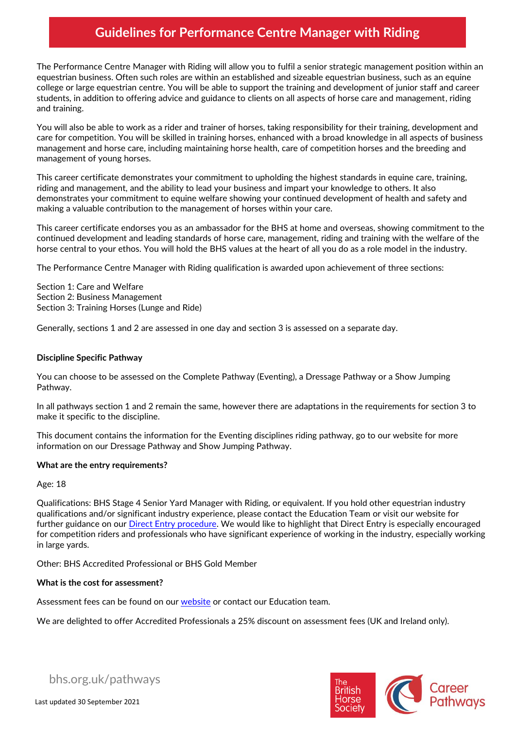# Guidelines for Performance Centre Manager with Riding

The Performance Centre Manager with Riding will allow you to fulfil a senior strategic management position within an equestrian business. Often such roles are within an established and sizeable equestrian business, such as an equine college or large equestrian centre. You will be able to support the training and development of junior staff and career students, in addition to offering advice and guidance to clients on all aspects of horse care and management, riding and training.

You will also be able to work as a rider and trainer of horses, taking responsibility for their training, development and care for competition. You will be skilled in training horses, enhanced with a broad knowledge in all aspects of business management and horse care, including maintaining horse health, care of competition horses and the breeding and management of young horses.

This career certificate demonstrates your commitment to upholding the highest standards in equine care, training, riding and management, and the ability to lead your business and impart your knowledge to others. It also demonstrates your commitment to equine welfare showing your continued development of health and safety and making a valuable contribution to the management of horses within your care.

This career certificate endorses you as an ambassador for the BHS at home and overseas, showing commitment to the continued development and leading standards of horse care, management, riding and training with the welfare of the horse central to your ethos. You will hold the BHS values at the heart of all you do as a role model in the industry.

The Performance Centre Manager with Riding qualification is awarded upon achievement of three sections:

Section 1: Care and Welfare
Section 2: Business Management
Section 3: Training Horses (Lunge and Ride)

Generally, sections 1 and 2 are assessed in one day and section 3 is assessed on a separate day.

**Discipline Specific Pathway**

You can choose to be assessed on the Complete Pathway (Eventing), a Dressage Pathway or a Show Jumping Pathway.

In all pathways section 1 and 2 remain the same, however there are adaptations in the requirements for section 3 to make it specific to the discipline.

This document contains the information for the Eventing disciplines riding pathway, go to our website for more information on our Dressage Pathway and Show Jumping Pathway.

**What are the entry requirements?**

Age: 18

Qualifications: BHS Stage 4 Senior Yard Manager with Riding, or equivalent. If you hold other equestrian industry qualifications and/or significant industry experience, please contact the Education Team or visit our website for further guidance on our Direct Entry procedure. We would like to highlight that Direct Entry is especially encouraged for competition riders and professionals who have significant experience of working in the industry, especially working in large yards.

Other: BHS Accredited Professional or BHS Gold Member

**What is the cost for assessment?**

Assessment fees can be found on our website or contact our Education team.

We are delighted to offer Accredited Professionals a 25% discount on assessment fees (UK and Ireland only).

bhs.org.uk/pathways

Last updated 30 September 2021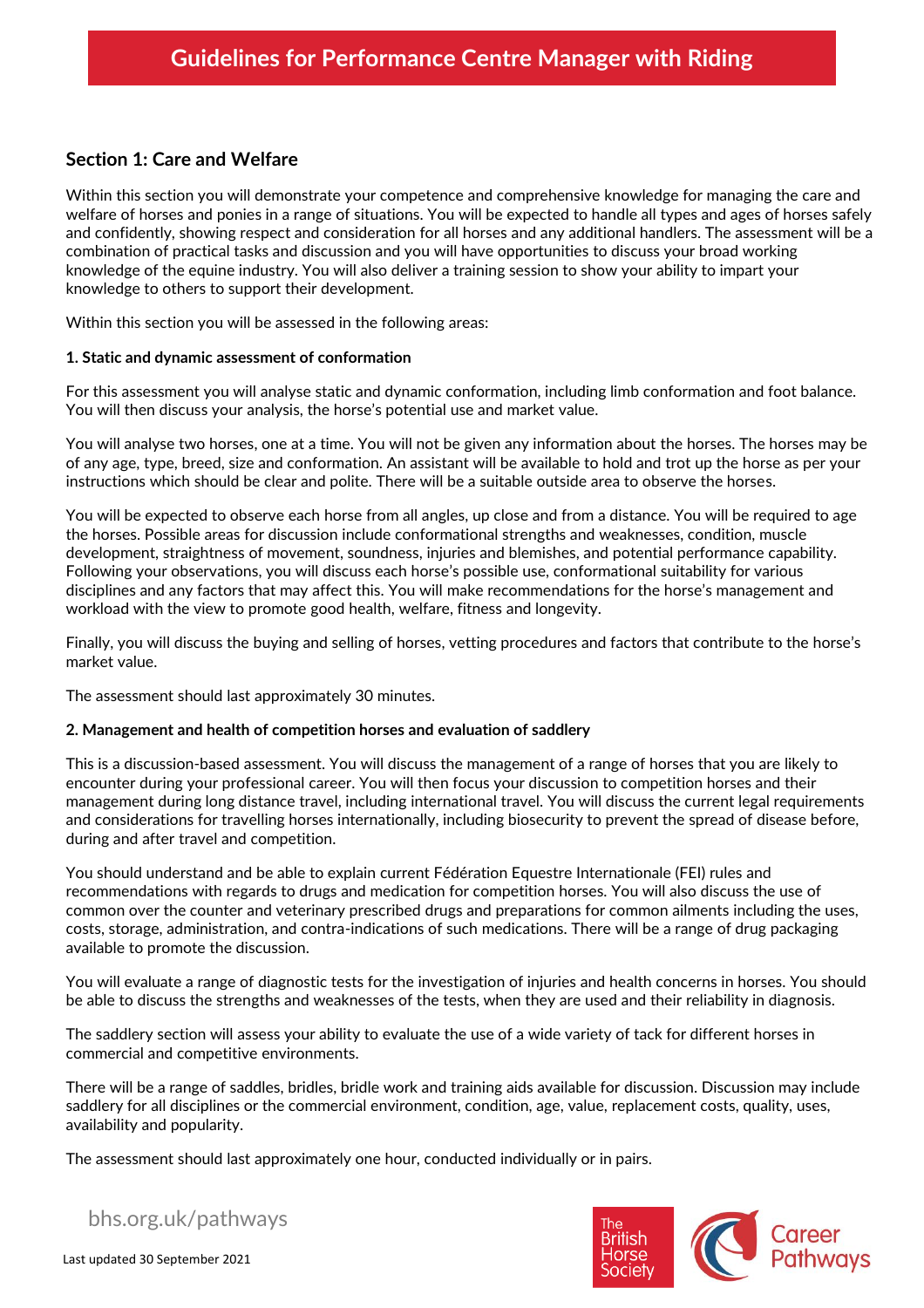# Guidelines for Performance Centre Manager with Riding

## Section 1: Care and Welfare

Within this section you will demonstrate your competence and comprehensive knowledge for managing the care and welfare of horses and ponies in a range of situations. You will be expected to handle all types and ages of horses safely and confidently, showing respect and consideration for all horses and any additional handlers. The assessment will be a combination of practical tasks and discussion and you will have opportunities to discuss your broad working knowledge of the equine industry. You will also deliver a training session to show your ability to impart your knowledge to others to support their development.

Within this section you will be assessed in the following areas:

**1. Static and dynamic assessment of conformation**

For this assessment you will analyse static and dynamic conformation, including limb conformation and foot balance. You will then discuss your analysis, the horse's potential use and market value.

You will analyse two horses, one at a time. You will not be given any information about the horses. The horses may be of any age, type, breed, size and conformation. An assistant will be available to hold and trot up the horse as per your instructions which should be clear and polite. There will be a suitable outside area to observe the horses.

You will be expected to observe each horse from all angles, up close and from a distance. You will be required to age the horses. Possible areas for discussion include conformational strengths and weaknesses, condition, muscle development, straightness of movement, soundness, injuries and blemishes, and potential performance capability. Following your observations, you will discuss each horse's possible use, conformational suitability for various disciplines and any factors that may affect this. You will make recommendations for the horse's management and workload with the view to promote good health, welfare, fitness and longevity.

Finally, you will discuss the buying and selling of horses, vetting procedures and factors that contribute to the horse's market value.

The assessment should last approximately 30 minutes.

**2. Management and health of competition horses and evaluation of saddlery**

This is a discussion-based assessment. You will discuss the management of a range of horses that you are likely to encounter during your professional career. You will then focus your discussion to competition horses and their management during long distance travel, including international travel. You will discuss the current legal requirements and considerations for travelling horses internationally, including biosecurity to prevent the spread of disease before, during and after travel and competition.

You should understand and be able to explain current Fédération Equestre Internationale (FEI) rules and recommendations with regards to drugs and medication for competition horses. You will also discuss the use of common over the counter and veterinary prescribed drugs and preparations for common ailments including the uses, costs, storage, administration, and contra-indications of such medications. There will be a range of drug packaging available to promote the discussion.

You will evaluate a range of diagnostic tests for the investigation of injuries and health concerns in horses. You should be able to discuss the strengths and weaknesses of the tests, when they are used and their reliability in diagnosis.

The saddlery section will assess your ability to evaluate the use of a wide variety of tack for different horses in commercial and competitive environments.

There will be a range of saddles, bridles, bridle work and training aids available for discussion. Discussion may include saddlery for all disciplines or the commercial environment, condition, age, value, replacement costs, quality, uses, availability and popularity.

The assessment should last approximately one hour, conducted individually or in pairs.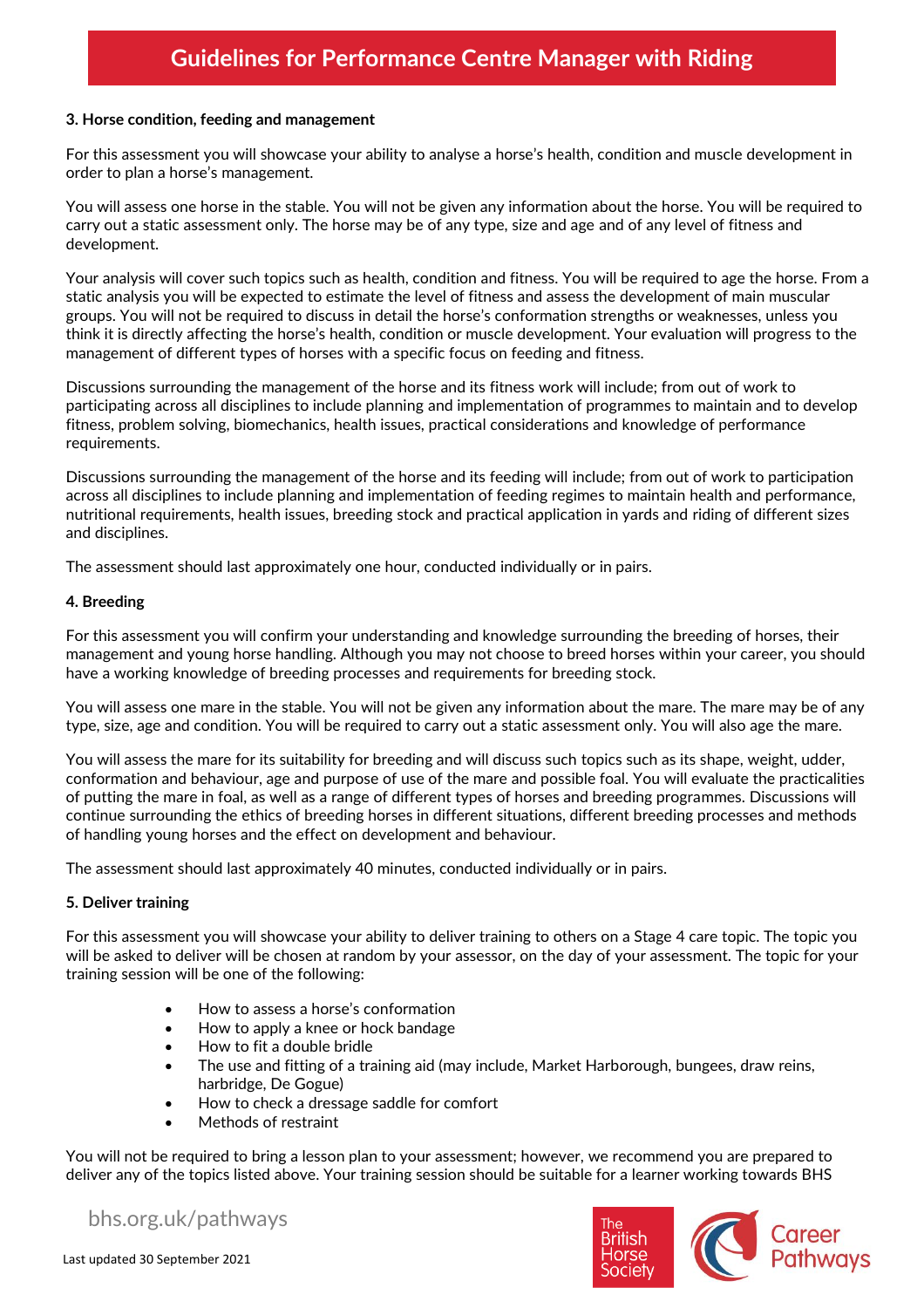### 3. Horse condition, feeding and management

For this assessment you will showcase your ability to analyse a horse's health, condition and muscle development in order to plan a horse's management.

You will assess one horse in the stable. You will not be given any information about the horse. You will be required to carry out a static assessment only. The horse may be of any type, size and age and of any level of fitness and development.

Your analysis will cover such topics such as health, condition and fitness. You will be required to age the horse. From a static analysis you will be expected to estimate the level of fitness and assess the development of main muscular groups. You will not be required to discuss in detail the horse's conformation strengths or weaknesses, unless you think it is directly affecting the horse's health, condition or muscle development. Your evaluation will progress to the management of different types of horses with a specific focus on feeding and fitness.

Discussions surrounding the management of the horse and its fitness work will include; from out of work to participating across all disciplines to include planning and implementation of programmes to maintain and to develop fitness, problem solving, biomechanics, health issues, practical considerations and knowledge of performance requirements.

Discussions surrounding the management of the horse and its feeding will include; from out of work to participation across all disciplines to include planning and implementation of feeding regimes to maintain health and performance, nutritional requirements, health issues, breeding stock and practical application in yards and riding of different sizes and disciplines.

The assessment should last approximately one hour, conducted individually or in pairs.

### 4. Breeding

For this assessment you will confirm your understanding and knowledge surrounding the breeding of horses, their management and young horse handling. Although you may not choose to breed horses within your career, you should have a working knowledge of breeding processes and requirements for breeding stock.

You will assess one mare in the stable. You will not be given any information about the mare. The mare may be of any type, size, age and condition. You will be required to carry out a static assessment only. You will also age the mare.

You will assess the mare for its suitability for breeding and will discuss such topics such as its shape, weight, udder, conformation and behaviour, age and purpose of use of the mare and possible foal. You will evaluate the practicalities of putting the mare in foal, as well as a range of different types of horses and breeding programmes. Discussions will continue surrounding the ethics of breeding horses in different situations, different breeding processes and methods of handling young horses and the effect on development and behaviour.

The assessment should last approximately 40 minutes, conducted individually or in pairs.

### 5. Deliver training

For this assessment you will showcase your ability to deliver training to others on a Stage 4 care topic. The topic you will be asked to deliver will be chosen at random by your assessor, on the day of your assessment. The topic for your training session will be one of the following:

- How to assess a horse's conformation
- How to apply a knee or hock bandage
- How to fit a double bridle
- The use and fitting of a training aid (may include, Market Harborough, bungees, draw reins, harbridge, De Gogue)
- How to check a dressage saddle for comfort
- Methods of restraint

You will not be required to bring a lesson plan to your assessment; however, we recommend you are prepared to deliver any of the topics listed above. Your training session should be suitable for a learner working towards BHS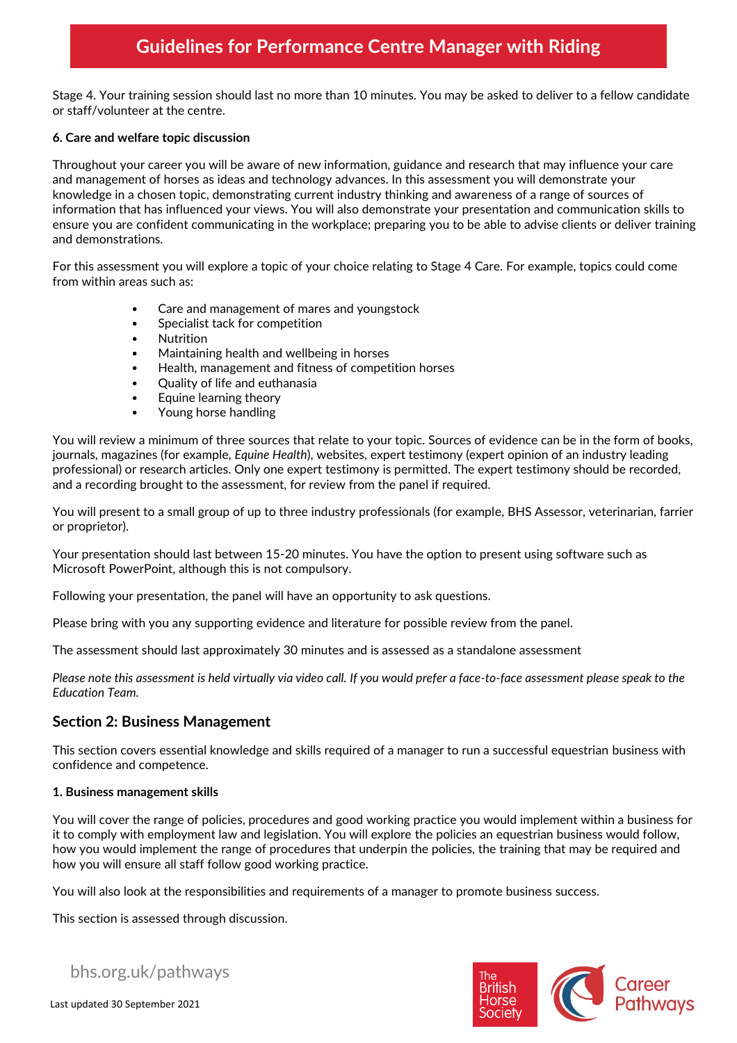Stage 4. Your training session should last no more than 10 minutes. You may be asked to deliver to a fellow candidate or staff/volunteer at the centre.

**6. Care and welfare topic discussion**

Throughout your career you will be aware of new information, guidance and research that may influence your care and management of horses as ideas and technology advances. In this assessment you will demonstrate your knowledge in a chosen topic, demonstrating current industry thinking and awareness of a range of sources of information that has influenced your views. You will also demonstrate your presentation and communication skills to ensure you are confident communicating in the workplace; preparing you to be able to advise clients or deliver training and demonstrations.

For this assessment you will explore a topic of your choice relating to Stage 4 Care. For example, topics could come from within areas such as:

- Care and management of mares and youngstock
- Specialist tack for competition
- Nutrition
- Maintaining health and wellbeing in horses
- Health, management and fitness of competition horses
- Quality of life and euthanasia
- Equine learning theory
- Young horse handling

You will review a minimum of three sources that relate to your topic. Sources of evidence can be in the form of books, journals, magazines (for example, *Equine Health*), websites, expert testimony (expert opinion of an industry leading professional) or research articles. Only one expert testimony is permitted. The expert testimony should be recorded, and a recording brought to the assessment, for review from the panel if required.

You will present to a small group of up to three industry professionals (for example, BHS Assessor, veterinarian, farrier or proprietor).

Your presentation should last between 15-20 minutes. You have the option to present using software such as Microsoft PowerPoint, although this is not compulsory.

Following your presentation, the panel will have an opportunity to ask questions.

Please bring with you any supporting evidence and literature for possible review from the panel.

The assessment should last approximately 30 minutes and is assessed as a standalone assessment

*Please note this assessment is held virtually via video call. If you would prefer a face-to-face assessment please speak to the Education Team.*

## Section 2: Business Management

This section covers essential knowledge and skills required of a manager to run a successful equestrian business with confidence and competence.

**1. Business management skills**

You will cover the range of policies, procedures and good working practice you would implement within a business for it to comply with employment law and legislation. You will explore the policies an equestrian business would follow, how you would implement the range of procedures that underpin the policies, the training that may be required and how you will ensure all staff follow good working practice.

You will also look at the responsibilities and requirements of a manager to promote business success.

This section is assessed through discussion.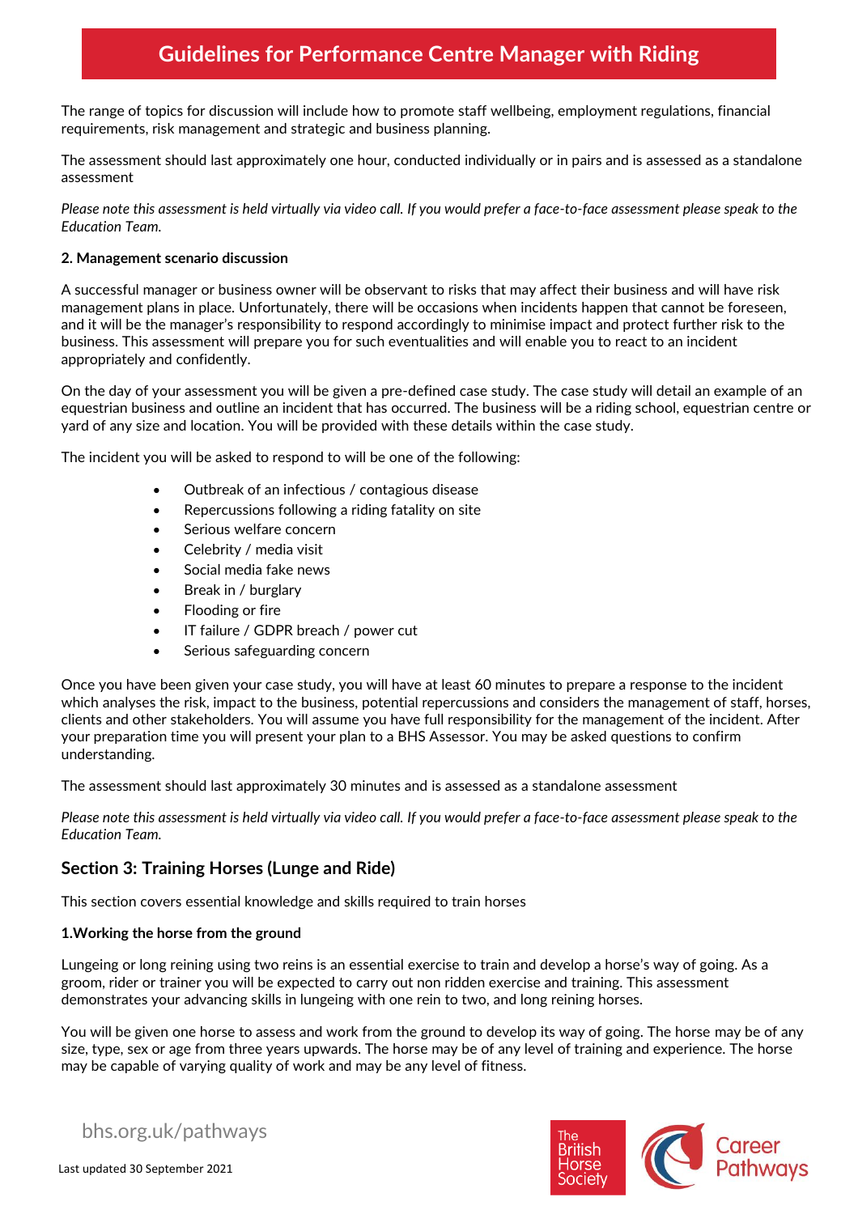# Guidelines for Performance Centre Manager with Riding

The range of topics for discussion will include how to promote staff wellbeing, employment regulations, financial requirements, risk management and strategic and business planning.

The assessment should last approximately one hour, conducted individually or in pairs and is assessed as a standalone assessment

*Please note this assessment is held virtually via video call. If you would prefer a face-to-face assessment please speak to the Education Team.*

**2. Management scenario discussion**

A successful manager or business owner will be observant to risks that may affect their business and will have risk management plans in place. Unfortunately, there will be occasions when incidents happen that cannot be foreseen, and it will be the manager's responsibility to respond accordingly to minimise impact and protect further risk to the business. This assessment will prepare you for such eventualities and will enable you to react to an incident appropriately and confidently.

On the day of your assessment you will be given a pre-defined case study. The case study will detail an example of an equestrian business and outline an incident that has occurred. The business will be a riding school, equestrian centre or yard of any size and location. You will be provided with these details within the case study.

The incident you will be asked to respond to will be one of the following:

- Outbreak of an infectious / contagious disease
- Repercussions following a riding fatality on site
- Serious welfare concern
- Celebrity / media visit
- Social media fake news
- Break in / burglary
- Flooding or fire
- IT failure / GDPR breach / power cut
- Serious safeguarding concern

Once you have been given your case study, you will have at least 60 minutes to prepare a response to the incident which analyses the risk, impact to the business, potential repercussions and considers the management of staff, horses, clients and other stakeholders. You will assume you have full responsibility for the management of the incident. After your preparation time you will present your plan to a BHS Assessor. You may be asked questions to confirm understanding.

The assessment should last approximately 30 minutes and is assessed as a standalone assessment

*Please note this assessment is held virtually via video call. If you would prefer a face-to-face assessment please speak to the Education Team.*

## Section 3: Training Horses (Lunge and Ride)

This section covers essential knowledge and skills required to train horses

**1.Working the horse from the ground**

Lungeing or long reining using two reins is an essential exercise to train and develop a horse's way of going. As a groom, rider or trainer you will be expected to carry out non ridden exercise and training. This assessment demonstrates your advancing skills in lungeing with one rein to two, and long reining horses.

You will be given one horse to assess and work from the ground to develop its way of going. The horse may be of any size, type, sex or age from three years upwards. The horse may be of any level of training and experience. The horse may be capable of varying quality of work and may be any level of fitness.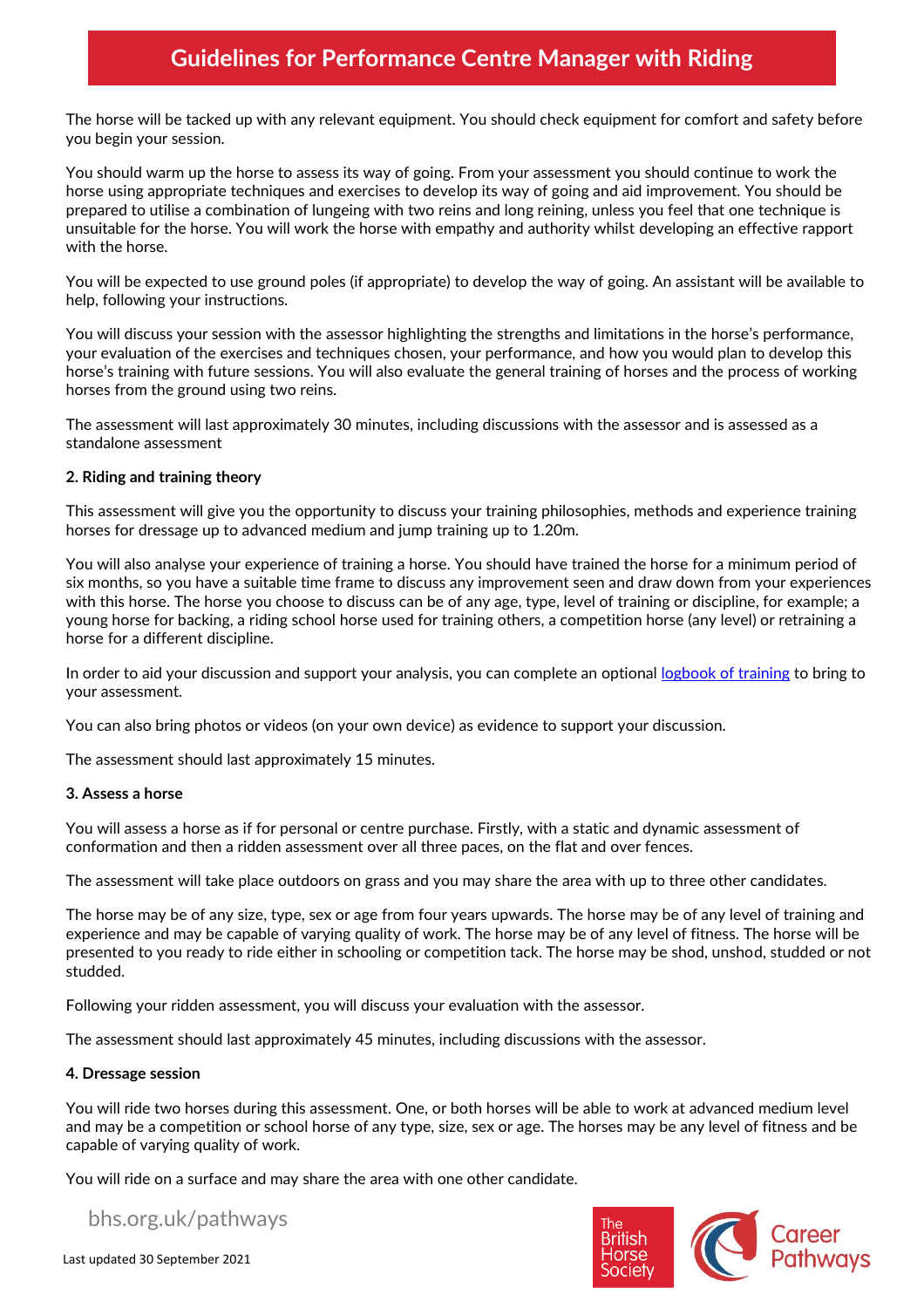# Guidelines for Performance Centre Manager with Riding

The horse will be tacked up with any relevant equipment. You should check equipment for comfort and safety before you begin your session.

You should warm up the horse to assess its way of going. From your assessment you should continue to work the horse using appropriate techniques and exercises to develop its way of going and aid improvement. You should be prepared to utilise a combination of lungeing with two reins and long reining, unless you feel that one technique is unsuitable for the horse. You will work the horse with empathy and authority whilst developing an effective rapport with the horse.

You will be expected to use ground poles (if appropriate) to develop the way of going. An assistant will be available to help, following your instructions.

You will discuss your session with the assessor highlighting the strengths and limitations in the horse's performance, your evaluation of the exercises and techniques chosen, your performance, and how you would plan to develop this horse's training with future sessions. You will also evaluate the general training of horses and the process of working horses from the ground using two reins.

The assessment will last approximately 30 minutes, including discussions with the assessor and is assessed as a standalone assessment

**2. Riding and training theory**

This assessment will give you the opportunity to discuss your training philosophies, methods and experience training horses for dressage up to advanced medium and jump training up to 1.20m.

You will also analyse your experience of training a horse. You should have trained the horse for a minimum period of six months, so you have a suitable time frame to discuss any improvement seen and draw down from your experiences with this horse. The horse you choose to discuss can be of any age, type, level of training or discipline, for example; a young horse for backing, a riding school horse used for training others, a competition horse (any level) or retraining a horse for a different discipline.

In order to aid your discussion and support your analysis, you can complete an optional logbook of training to bring to your assessment.

You can also bring photos or videos (on your own device) as evidence to support your discussion.

The assessment should last approximately 15 minutes.

**3. Assess a horse**

You will assess a horse as if for personal or centre purchase. Firstly, with a static and dynamic assessment of conformation and then a ridden assessment over all three paces, on the flat and over fences.

The assessment will take place outdoors on grass and you may share the area with up to three other candidates.

The horse may be of any size, type, sex or age from four years upwards. The horse may be of any level of training and experience and may be capable of varying quality of work. The horse may be of any level of fitness. The horse will be presented to you ready to ride either in schooling or competition tack. The horse may be shod, unshod, studded or not studded.

Following your ridden assessment, you will discuss your evaluation with the assessor.

The assessment should last approximately 45 minutes, including discussions with the assessor.

**4. Dressage session**

You will ride two horses during this assessment. One, or both horses will be able to work at advanced medium level and may be a competition or school horse of any type, size, sex or age. The horses may be any level of fitness and be capable of varying quality of work.

You will ride on a surface and may share the area with one other candidate.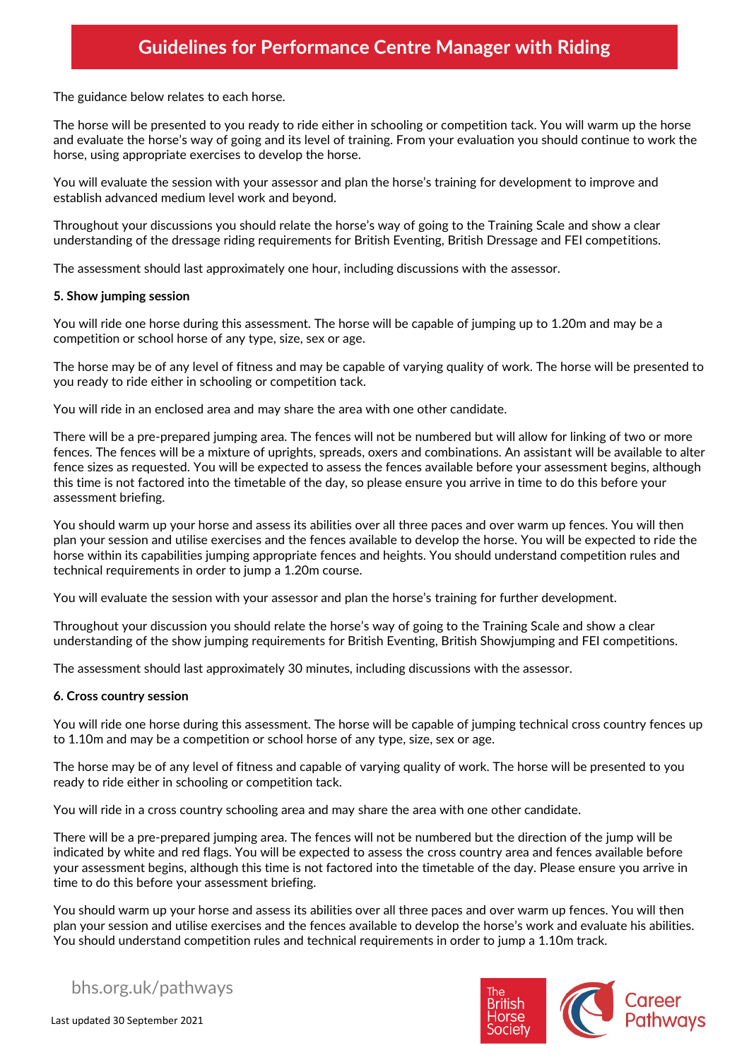The guidance below relates to each horse.

The horse will be presented to you ready to ride either in schooling or competition tack. You will warm up the horse and evaluate the horse's way of going and its level of training. From your evaluation you should continue to work the horse, using appropriate exercises to develop the horse.

You will evaluate the session with your assessor and plan the horse's training for development to improve and establish advanced medium level work and beyond.

Throughout your discussions you should relate the horse's way of going to the Training Scale and show a clear understanding of the dressage riding requirements for British Eventing, British Dressage and FEI competitions.

The assessment should last approximately one hour, including discussions with the assessor.

**5. Show jumping session**

You will ride one horse during this assessment. The horse will be capable of jumping up to 1.20m and may be a competition or school horse of any type, size, sex or age.

The horse may be of any level of fitness and may be capable of varying quality of work. The horse will be presented to you ready to ride either in schooling or competition tack.

You will ride in an enclosed area and may share the area with one other candidate.

There will be a pre-prepared jumping area. The fences will not be numbered but will allow for linking of two or more fences. The fences will be a mixture of uprights, spreads, oxers and combinations. An assistant will be available to alter fence sizes as requested. You will be expected to assess the fences available before your assessment begins, although this time is not factored into the timetable of the day, so please ensure you arrive in time to do this before your assessment briefing.

You should warm up your horse and assess its abilities over all three paces and over warm up fences. You will then plan your session and utilise exercises and the fences available to develop the horse. You will be expected to ride the horse within its capabilities jumping appropriate fences and heights. You should understand competition rules and technical requirements in order to jump a 1.20m course.

You will evaluate the session with your assessor and plan the horse's training for further development.

Throughout your discussion you should relate the horse's way of going to the Training Scale and show a clear understanding of the show jumping requirements for British Eventing, British Showjumping and FEI competitions.

The assessment should last approximately 30 minutes, including discussions with the assessor.

**6. Cross country session**

You will ride one horse during this assessment. The horse will be capable of jumping technical cross country fences up to 1.10m and may be a competition or school horse of any type, size, sex or age.

The horse may be of any level of fitness and capable of varying quality of work. The horse will be presented to you ready to ride either in schooling or competition tack.

You will ride in a cross country schooling area and may share the area with one other candidate.

There will be a pre-prepared jumping area. The fences will not be numbered but the direction of the jump will be indicated by white and red flags. You will be expected to assess the cross country area and fences available before your assessment begins, although this time is not factored into the timetable of the day. Please ensure you arrive in time to do this before your assessment briefing.

You should warm up your horse and assess its abilities over all three paces and over warm up fences. You will then plan your session and utilise exercises and the fences available to develop the horse's work and evaluate his abilities. You should understand competition rules and technical requirements in order to jump a 1.10m track.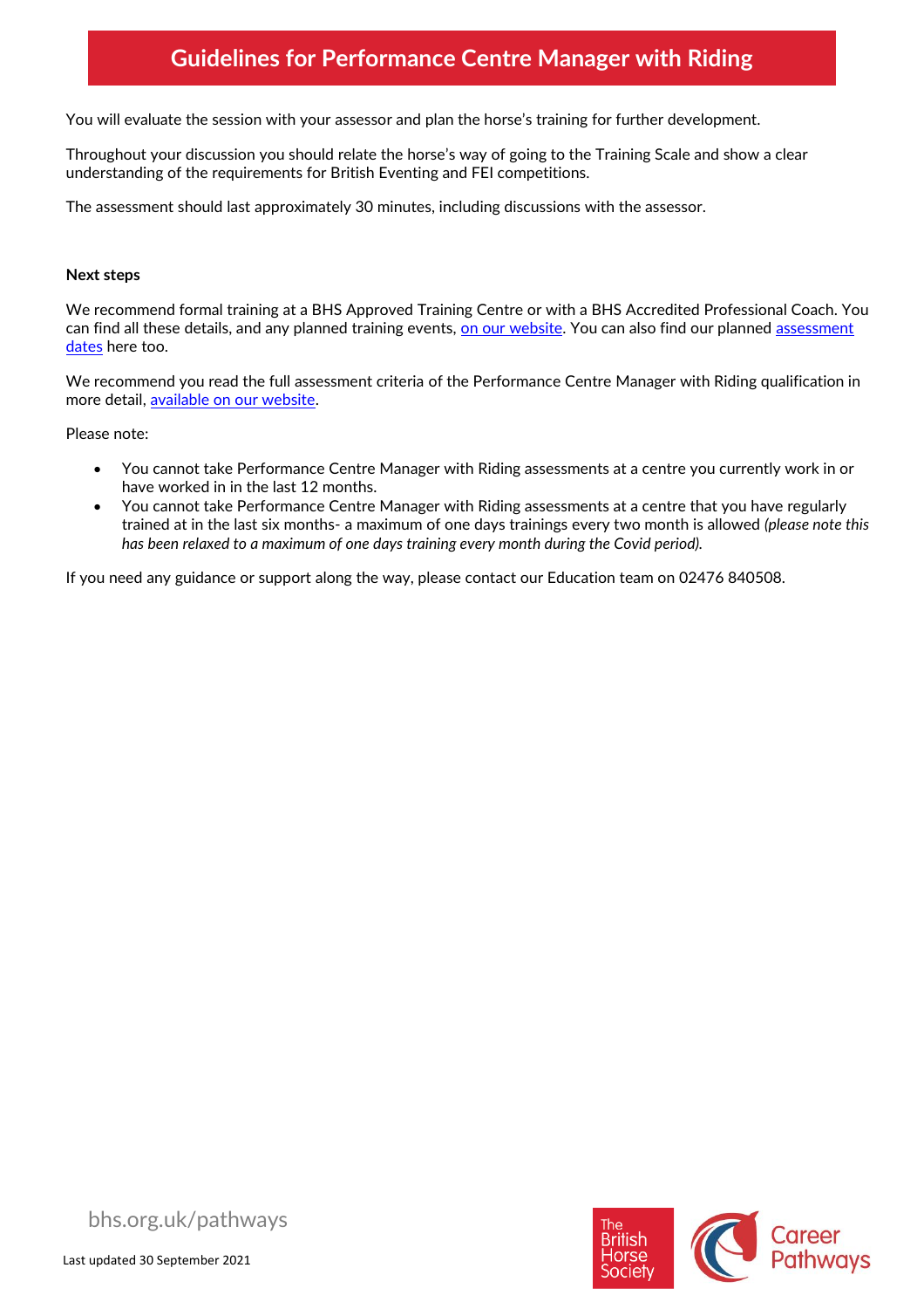# Guidelines for Performance Centre Manager with Riding

You will evaluate the session with your assessor and plan the horse's training for further development.

Throughout your discussion you should relate the horse's way of going to the Training Scale and show a clear understanding of the requirements for British Eventing and FEI competitions.

The assessment should last approximately 30 minutes, including discussions with the assessor.

**Next steps**

We recommend formal training at a BHS Approved Training Centre or with a BHS Accredited Professional Coach. You can find all these details, and any planned training events, on our website. You can also find our planned assessment dates here too.

We recommend you read the full assessment criteria of the Performance Centre Manager with Riding qualification in more detail, available on our website.

Please note:

- You cannot take Performance Centre Manager with Riding assessments at a centre you currently work in or have worked in in the last 12 months.
- You cannot take Performance Centre Manager with Riding assessments at a centre that you have regularly trained at in the last six months- a maximum of one days trainings every two month is allowed *(please note this has been relaxed to a maximum of one days training every month during the Covid period).*

If you need any guidance or support along the way, please contact our Education team on 02476 840508.

bhs.org.uk/pathways

Last updated 30 September 2021